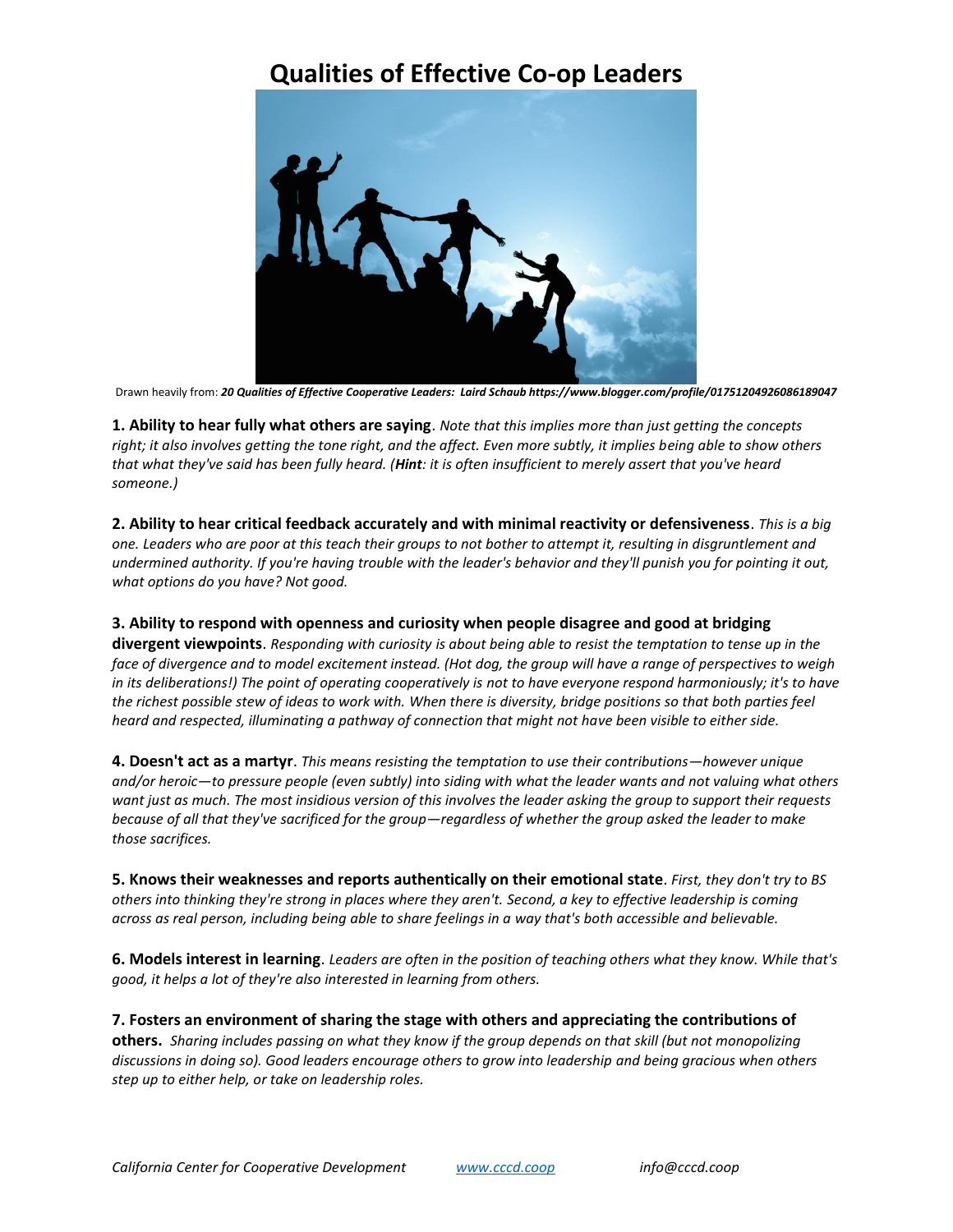# Qualities of Effective Co-op Leaders

Drawn heavily from: ***20 Qualities of Effective Cooperative Leaders: Laird Schaub https://www.blogger.com/profile/01751204926086189047***

**1. Ability to hear fully what others are saying**. *Note that this implies more than just getting the concepts right; it also involves getting the tone right, and the affect. Even more subtly, it implies being able to show others that what they've said has been fully heard. (**Hint**: it is often insufficient to merely assert that you've heard someone.)*

**2. Ability to hear critical feedback accurately and with minimal reactivity or defensiveness**. *This is a big one. Leaders who are poor at this teach their groups to not bother to attempt it, resulting in disgruntlement and undermined authority. If you're having trouble with the leader's behavior and they'll punish you for pointing it out, what options do you have? Not good.*

**3. Ability to respond with openness and curiosity when people disagree and good at bridging divergent viewpoints**. *Responding with curiosity is about being able to resist the temptation to tense up in the face of divergence and to model excitement instead. (Hot dog, the group will have a range of perspectives to weigh in its deliberations!) The point of operating cooperatively is not to have everyone respond harmoniously; it's to have the richest possible stew of ideas to work with. When there is diversity, bridge positions so that both parties feel heard and respected, illuminating a pathway of connection that might not have been visible to either side.*

**4. Doesn't act as a martyr**. *This means resisting the temptation to use their contributions—however unique and/or heroic—to pressure people (even subtly) into siding with what the leader wants and not valuing what others want just as much. The most insidious version of this involves the leader asking the group to support their requests because of all that they've sacrificed for the group—regardless of whether the group asked the leader to make those sacrifices.*

**5. Knows their weaknesses and reports authentically on their emotional state**. *First, they don't try to BS others into thinking they're strong in places where they aren't. Second, a key to effective leadership is coming across as real person, including being able to share feelings in a way that's both accessible and believable.*

**6. Models interest in learning**. *Leaders are often in the position of teaching others what they know. While that's good, it helps a lot of they're also interested in learning from others.*

**7. Fosters an environment of sharing the stage with others and appreciating the contributions of others.** *Sharing includes passing on what they know if the group depends on that skill (but not monopolizing discussions in doing so). Good leaders encourage others to grow into leadership and being gracious when others step up to either help, or take on leadership roles.*

*California Center for Cooperative Development* [www.cccd.coop](http://www.cccd.coop) *info@cccd.coop*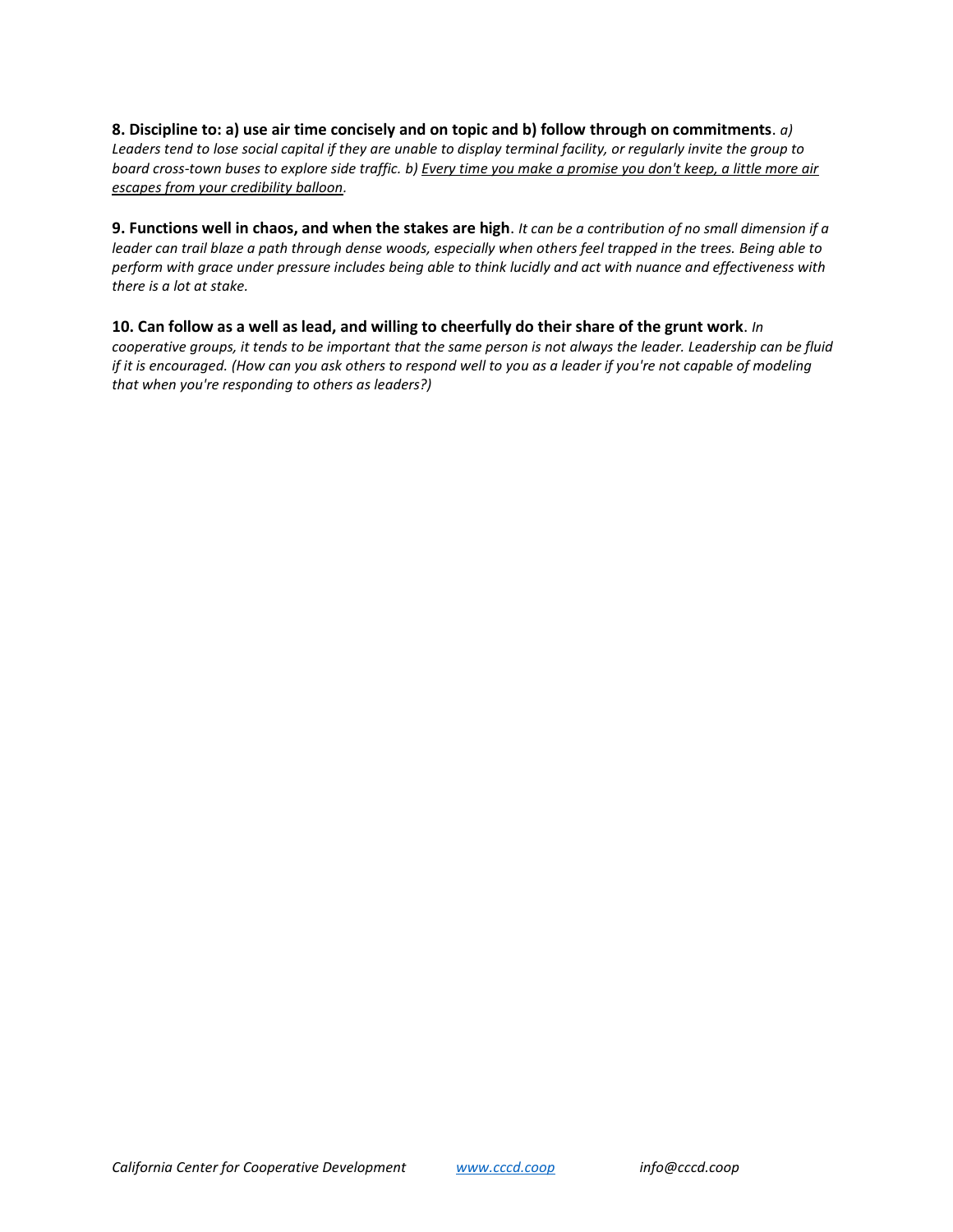**8. Discipline to: a) use air time concisely and on topic and b) follow through on commitments**. *a) Leaders tend to lose social capital if they are unable to display terminal facility, or regularly invite the group to board cross-town buses to explore side traffic. b) <u>Every time you make a promise you don't keep, a little more air escapes from your credibility balloon</u>.*

**9. Functions well in chaos, and when the stakes are high**. *It can be a contribution of no small dimension if a leader can trail blaze a path through dense woods, especially when others feel trapped in the trees. Being able to perform with grace under pressure includes being able to think lucidly and act with nuance and effectiveness with there is a lot at stake.*

**10. Can follow as a well as lead, and willing to cheerfully do their share of the grunt work**. *In cooperative groups, it tends to be important that the same person is not always the leader. Leadership can be fluid if it is encouraged. (How can you ask others to respond well to you as a leader if you're not capable of modeling that when you're responding to others as leaders?)*